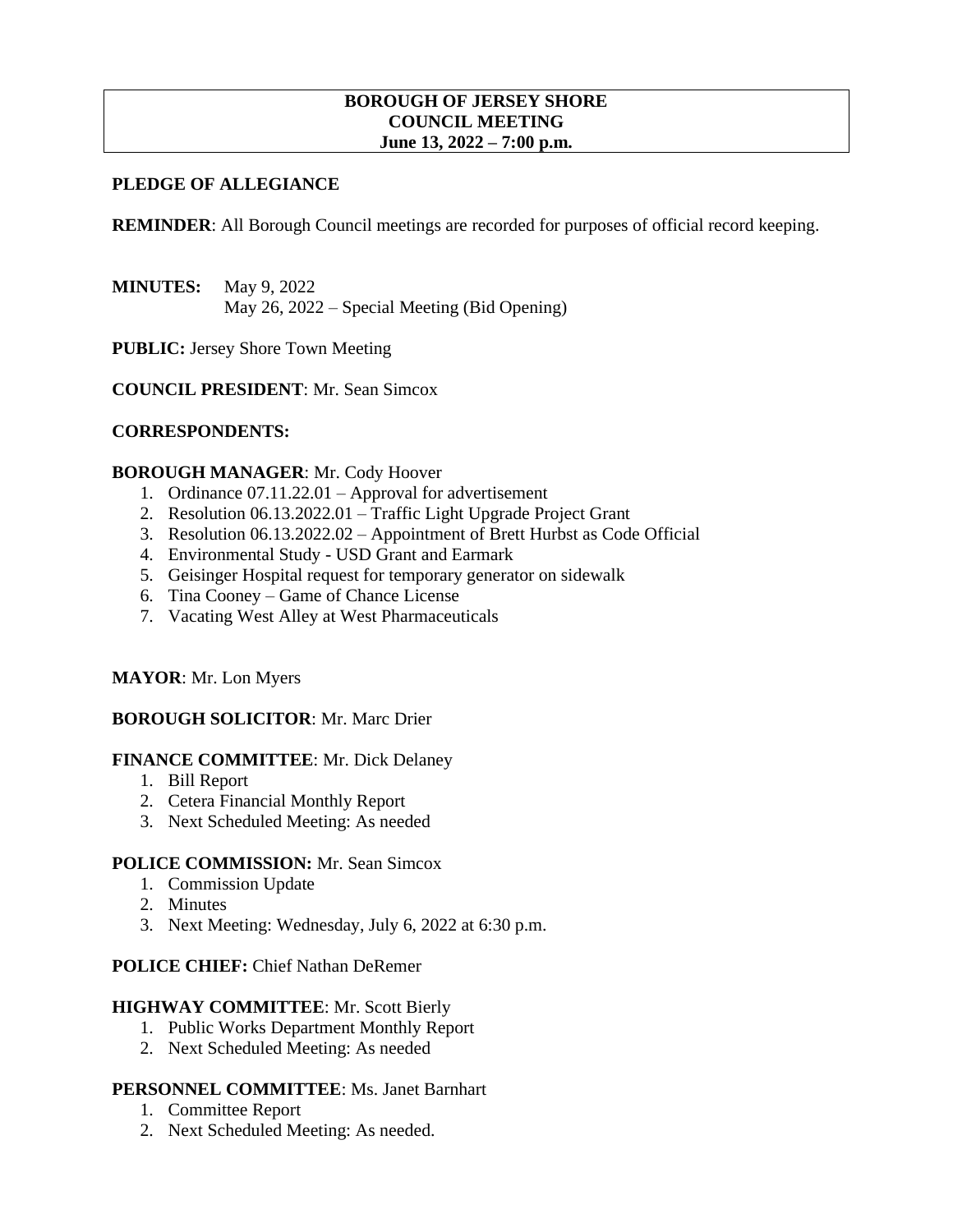**BOROUGH OF JERSEY SHORE**
**COUNCIL MEETING**
**June 13, 2022 – 7:00 p.m.**

**PLEDGE OF ALLEGIANCE**

**REMINDER**: All Borough Council meetings are recorded for purposes of official record keeping.

**MINUTES:** May 9, 2022
May 26, 2022 – Special Meeting (Bid Opening)

**PUBLIC:** Jersey Shore Town Meeting

**COUNCIL PRESIDENT**: Mr. Sean Simcox

**CORRESPONDENTS:**

**BOROUGH MANAGER**: Mr. Cody Hoover

1. Ordinance 07.11.22.01 – Approval for advertisement
2. Resolution 06.13.2022.01 – Traffic Light Upgrade Project Grant
3. Resolution 06.13.2022.02 – Appointment of Brett Hurbst as Code Official
4. Environmental Study - USD Grant and Earmark
5. Geisinger Hospital request for temporary generator on sidewalk
6. Tina Cooney – Game of Chance License
7. Vacating West Alley at West Pharmaceuticals

**MAYOR**: Mr. Lon Myers

**BOROUGH SOLICITOR**: Mr. Marc Drier

**FINANCE COMMITTEE**: Mr. Dick Delaney

1. Bill Report
2. Cetera Financial Monthly Report
3. Next Scheduled Meeting: As needed

**POLICE COMMISSION:** Mr. Sean Simcox

1. Commission Update
2. Minutes
3. Next Meeting: Wednesday, July 6, 2022 at 6:30 p.m.

**POLICE CHIEF:** Chief Nathan DeRemer

**HIGHWAY COMMITTEE**: Mr. Scott Bierly

1. Public Works Department Monthly Report
2. Next Scheduled Meeting: As needed

**PERSONNEL COMMITTEE**: Ms. Janet Barnhart

1. Committee Report
2. Next Scheduled Meeting: As needed.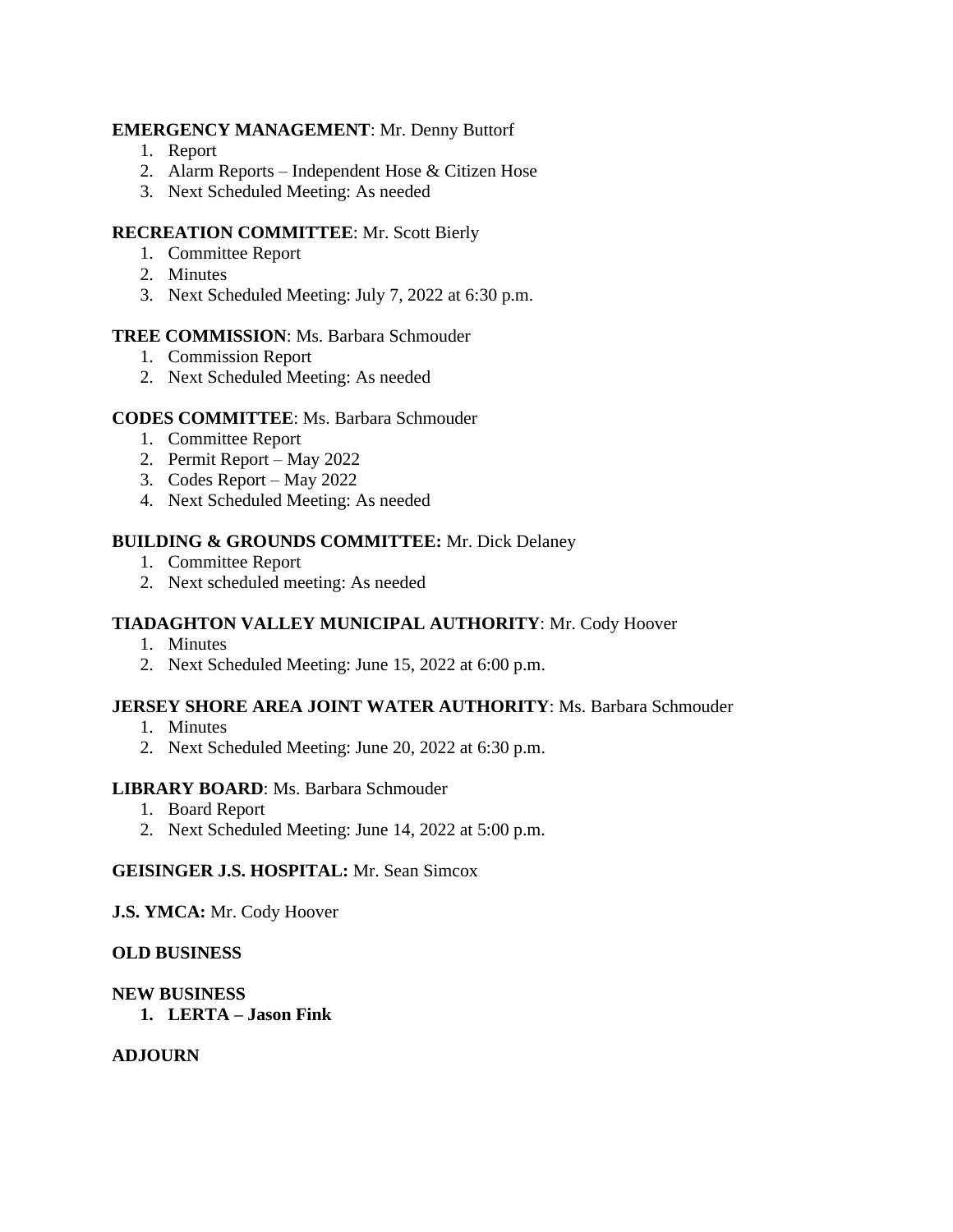**EMERGENCY MANAGEMENT**: Mr. Denny Buttorf

1. Report
2. Alarm Reports – Independent Hose & Citizen Hose
3. Next Scheduled Meeting: As needed

**RECREATION COMMITTEE**: Mr. Scott Bierly

1. Committee Report
2. Minutes
3. Next Scheduled Meeting: July 7, 2022 at 6:30 p.m.

**TREE COMMISSION**: Ms. Barbara Schmouder

1. Commission Report
2. Next Scheduled Meeting: As needed

**CODES COMMITTEE**: Ms. Barbara Schmouder

1. Committee Report
2. Permit Report – May 2022
3. Codes Report – May 2022
4. Next Scheduled Meeting: As needed

**BUILDING & GROUNDS COMMITTEE:** Mr. Dick Delaney

1. Committee Report
2. Next scheduled meeting: As needed

**TIADAGHTON VALLEY MUNICIPAL AUTHORITY**: Mr. Cody Hoover

1. Minutes
2. Next Scheduled Meeting: June 15, 2022 at 6:00 p.m.

**JERSEY SHORE AREA JOINT WATER AUTHORITY**: Ms. Barbara Schmouder

1. Minutes
2. Next Scheduled Meeting: June 20, 2022 at 6:30 p.m.

**LIBRARY BOARD**: Ms. Barbara Schmouder

1. Board Report
2. Next Scheduled Meeting: June 14, 2022 at 5:00 p.m.

**GEISINGER J.S. HOSPITAL:** Mr. Sean Simcox

**J.S. YMCA:** Mr. Cody Hoover

**OLD BUSINESS**

**NEW BUSINESS**

1. **LERTA – Jason Fink**

**ADJOURN**